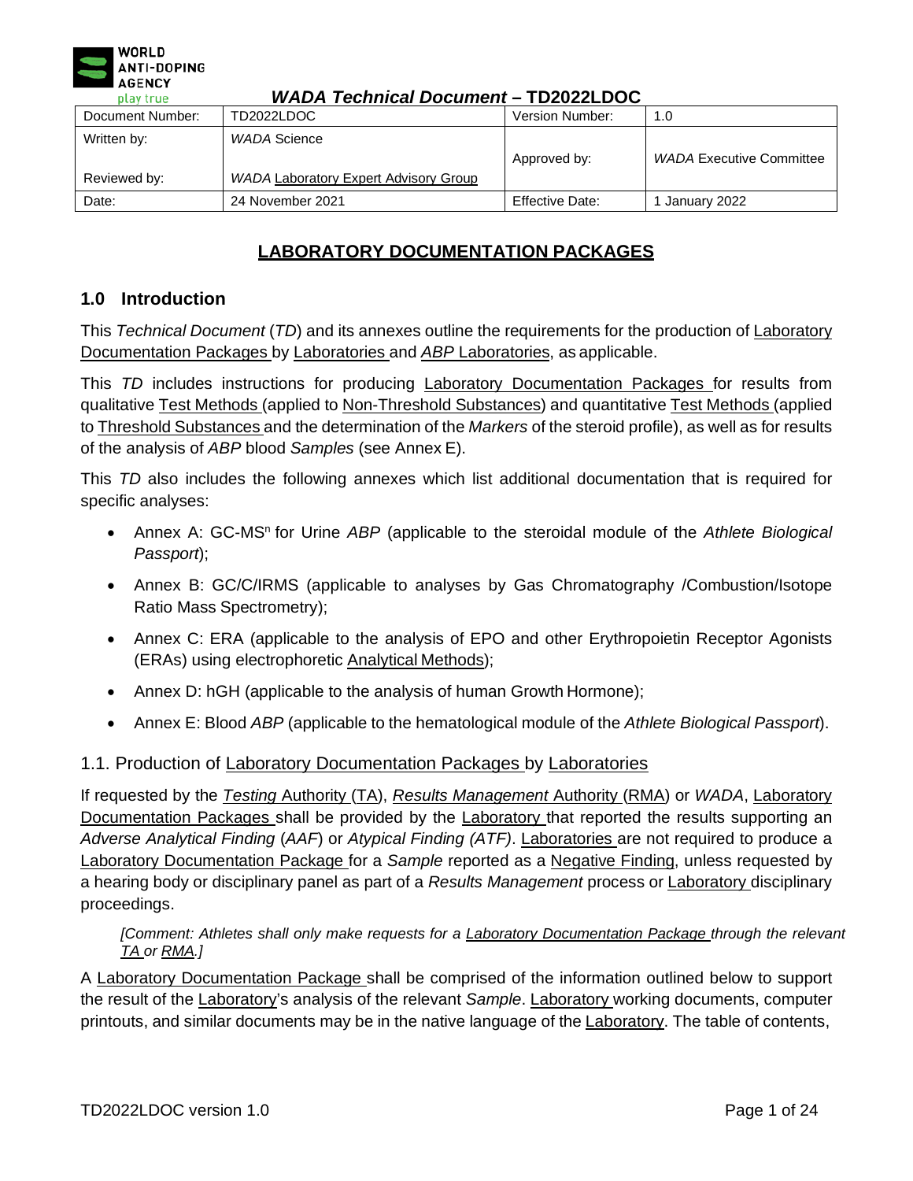# WADA Technical Document – TD2022LDOC

| Document Number: | TD2022LDOC | Version Number: | 1.0 |
|---|---|---|---|
| Written by: | *WADA* Science | Approved by: | *WADA* Executive Committee |
| Reviewed by: | *WADA* Laboratory Expert Advisory Group | | |
| Date: | 24 November 2021 | Effective Date: | 1 January 2022 |

## LABORATORY DOCUMENTATION PACKAGES

### 1.0 Introduction

This *Technical Document* (*TD*) and its annexes outline the requirements for the production of Laboratory Documentation Packages by Laboratories and *ABP* Laboratories, as applicable.

This *TD* includes instructions for producing Laboratory Documentation Packages for results from qualitative Test Methods (applied to Non-Threshold Substances) and quantitative Test Methods (applied to Threshold Substances and the determination of the *Markers* of the steroid profile), as well as for results of the analysis of *ABP* blood *Samples* (see Annex E).

This *TD* also includes the following annexes which list additional documentation that is required for specific analyses:

- Annex A: GC-MS$^n$ for Urine *ABP* (applicable to the steroidal module of the *Athlete Biological Passport*);
- Annex B: GC/C/IRMS (applicable to analyses by Gas Chromatography /Combustion/Isotope Ratio Mass Spectrometry);
- Annex C: ERA (applicable to the analysis of EPO and other Erythropoietin Receptor Agonists (ERAs) using electrophoretic Analytical Methods);
- Annex D: hGH (applicable to the analysis of human Growth Hormone);
- Annex E: Blood *ABP* (applicable to the hematological module of the *Athlete Biological Passport*).

#### 1.1. Production of Laboratory Documentation Packages by Laboratories

If requested by the *Testing* Authority (TA), *Results Management* Authority (RMA) or *WADA*, Laboratory Documentation Packages shall be provided by the Laboratory that reported the results supporting an *Adverse Analytical Finding* (*AAF*) or *Atypical Finding (ATF)*. Laboratories are not required to produce a Laboratory Documentation Package for a *Sample* reported as a Negative Finding, unless requested by a hearing body or disciplinary panel as part of a *Results Management* process or Laboratory disciplinary proceedings.

*[Comment: Athletes shall only make requests for a Laboratory Documentation Package through the relevant TA or RMA.]*

A Laboratory Documentation Package shall be comprised of the information outlined below to support the result of the Laboratory's analysis of the relevant *Sample*. Laboratory working documents, computer printouts, and similar documents may be in the native language of the Laboratory. The table of contents,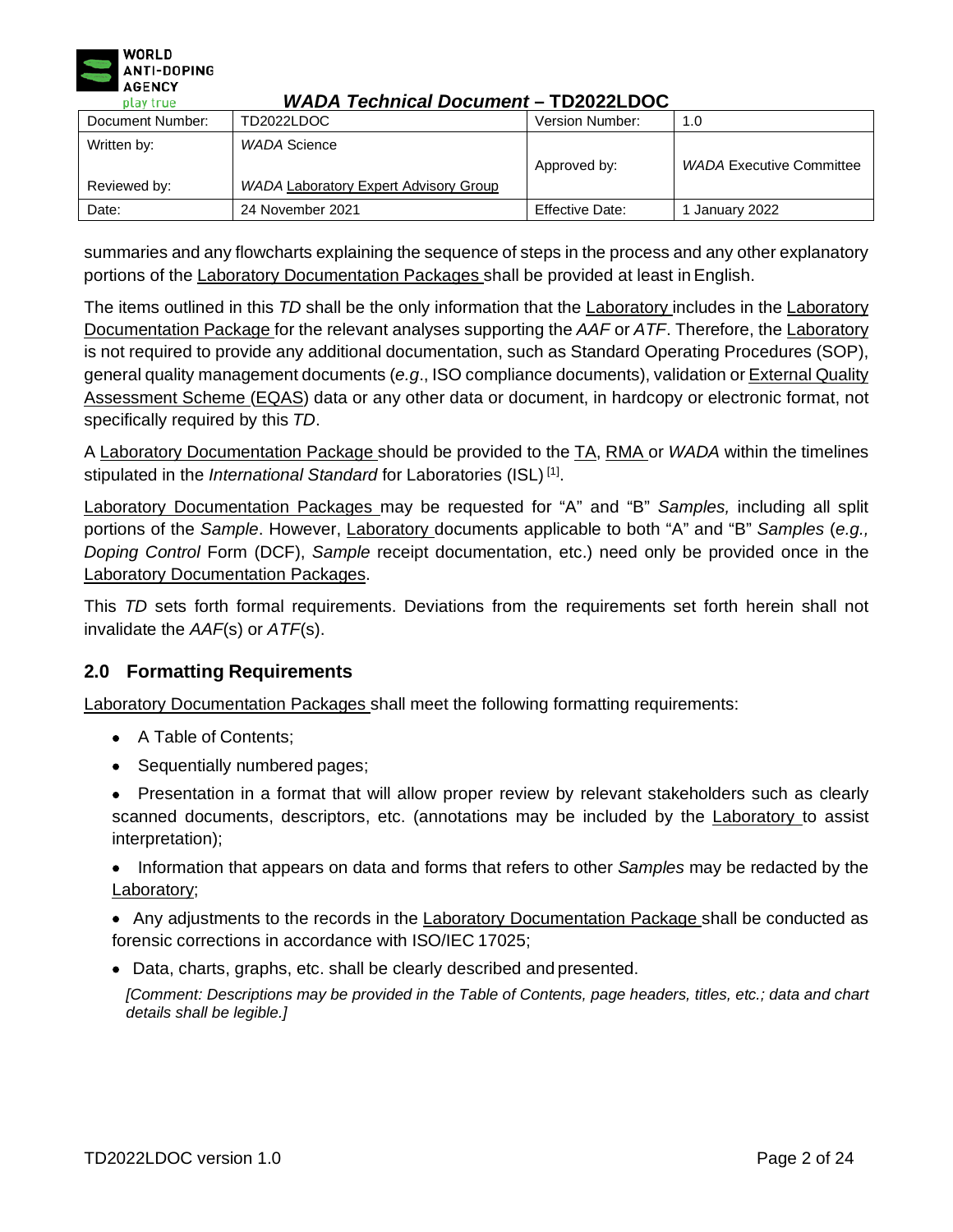summaries and any flowcharts explaining the sequence of steps in the process and any other explanatory portions of the Laboratory Documentation Packages shall be provided at least in English.

The items outlined in this *TD* shall be the only information that the Laboratory includes in the Laboratory Documentation Package for the relevant analyses supporting the *AAF* or *ATF*. Therefore, the Laboratory is not required to provide any additional documentation, such as Standard Operating Procedures (SOP), general quality management documents (*e.g*., ISO compliance documents), validation or External Quality Assessment Scheme (EQAS) data or any other data or document, in hardcopy or electronic format, not specifically required by this *TD*.

A Laboratory Documentation Package should be provided to the TA, RMA or *WADA* within the timelines stipulated in the *International Standard* for Laboratories (ISL) [1].

Laboratory Documentation Packages may be requested for "A" and "B" *Samples,* including all split portions of the *Sample*. However, Laboratory documents applicable to both "A" and "B" *Samples* (*e.g., Doping Control* Form (DCF), *Sample* receipt documentation, etc.) need only be provided once in the Laboratory Documentation Packages.

This *TD* sets forth formal requirements. Deviations from the requirements set forth herein shall not invalidate the *AAF*(s) or *ATF*(s).

## 2.0 Formatting Requirements

Laboratory Documentation Packages shall meet the following formatting requirements:

- A Table of Contents;
- Sequentially numbered pages;
- Presentation in a format that will allow proper review by relevant stakeholders such as clearly scanned documents, descriptors, etc. (annotations may be included by the Laboratory to assist interpretation);
- Information that appears on data and forms that refers to other *Samples* may be redacted by the Laboratory;
- Any adjustments to the records in the Laboratory Documentation Package shall be conducted as forensic corrections in accordance with ISO/IEC 17025;
- Data, charts, graphs, etc. shall be clearly described and presented.

  *[Comment: Descriptions may be provided in the Table of Contents, page headers, titles, etc.; data and chart details shall be legible.]*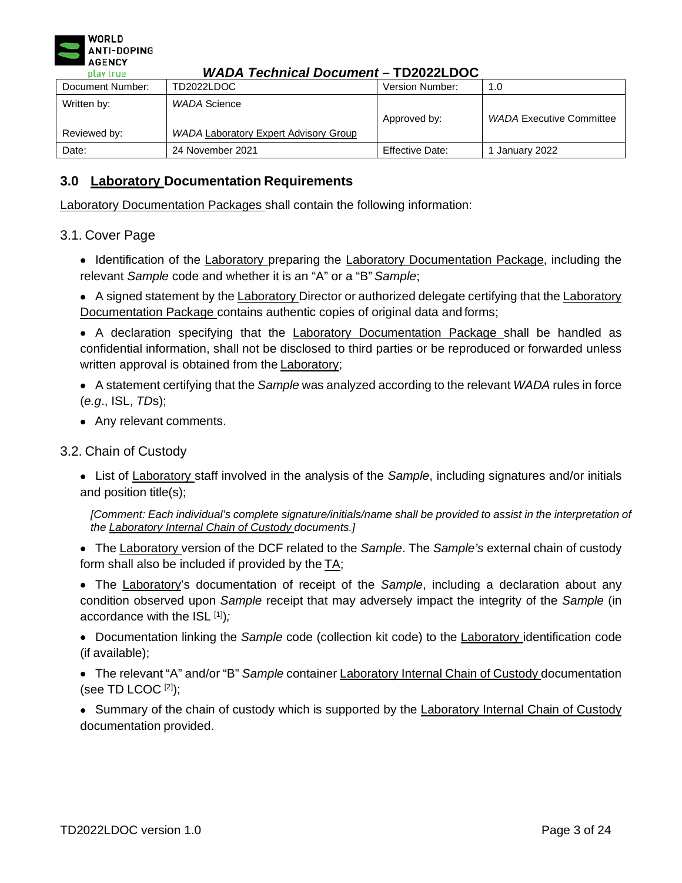| Document Number: | TD2022LDOC | Version Number: | 1.0 |
| --- | --- | --- | --- |
| Written by: | *WADA* Science | Approved by: | *WADA* Executive Committee |
| Reviewed by: | *WADA* Laboratory Expert Advisory Group | | |
| Date: | 24 November 2021 | Effective Date: | 1 January 2022 |

## 3.0 Laboratory Documentation Requirements

Laboratory Documentation Packages shall contain the following information:

### 3.1. Cover Page

- Identification of the Laboratory preparing the Laboratory Documentation Package, including the relevant *Sample* code and whether it is an "A" or a "B" *Sample*;
- A signed statement by the Laboratory Director or authorized delegate certifying that the Laboratory Documentation Package contains authentic copies of original data and forms;
- A declaration specifying that the Laboratory Documentation Package shall be handled as confidential information, shall not be disclosed to third parties or be reproduced or forwarded unless written approval is obtained from the Laboratory;
- A statement certifying that the *Sample* was analyzed according to the relevant *WADA* rules in force (*e.g*., ISL, *TD*s);
- Any relevant comments.

### 3.2. Chain of Custody

- List of Laboratory staff involved in the analysis of the *Sample*, including signatures and/or initials and position title(s);

  *[Comment: Each individual's complete signature/initials/name shall be provided to assist in the interpretation of the Laboratory Internal Chain of Custody documents.]*

- The Laboratory version of the DCF related to the *Sample*. The *Sample's* external chain of custody form shall also be included if provided by the TA;
- The Laboratory's documentation of receipt of the *Sample*, including a declaration about any condition observed upon *Sample* receipt that may adversely impact the integrity of the *Sample* (in accordance with the ISL [1]);
- Documentation linking the *Sample* code (collection kit code) to the Laboratory identification code (if available);
- The relevant "A" and/or "B" *Sample* container Laboratory Internal Chain of Custody documentation (see TD LCOC [2]);
- Summary of the chain of custody which is supported by the Laboratory Internal Chain of Custody documentation provided.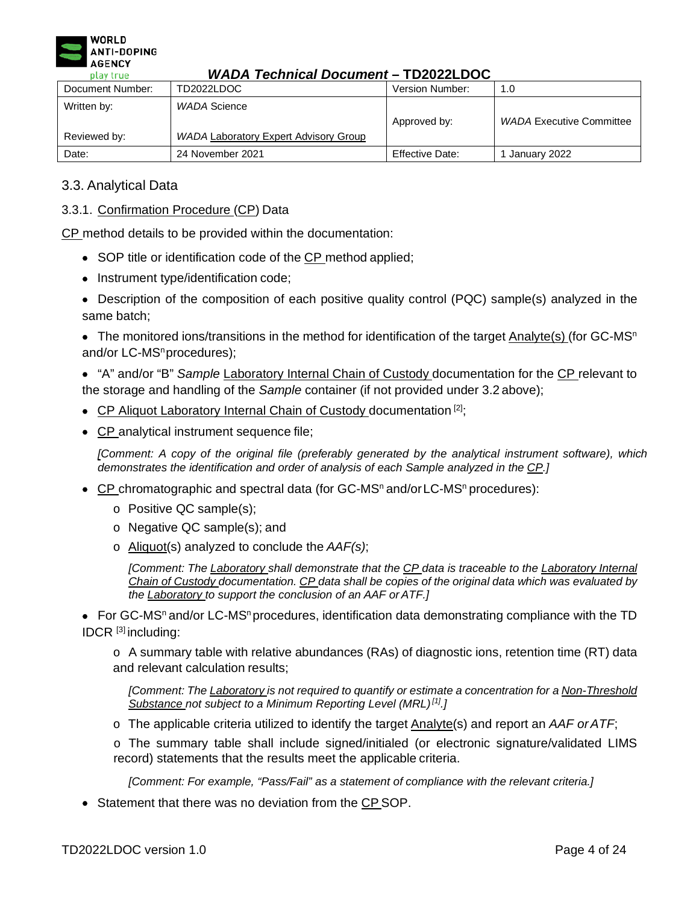### 3.3. Analytical Data

#### 3.3.1. Confirmation Procedure (CP) Data

CP method details to be provided within the documentation:

- SOP title or identification code of the CP method applied;
- Instrument type/identification code;
- Description of the composition of each positive quality control (PQC) sample(s) analyzed in the same batch;
- The monitored ions/transitions in the method for identification of the target Analyte(s) (for GC-$MS^n$ and/or LC-$MS^n$ procedures);
- "A" and/or "B" *Sample* Laboratory Internal Chain of Custody documentation for the CP relevant to the storage and handling of the *Sample* container (if not provided under 3.2 above);
- CP Aliquot Laboratory Internal Chain of Custody documentation [2];
- CP analytical instrument sequence file;

  *[Comment: A copy of the original file (preferably generated by the analytical instrument software), which demonstrates the identification and order of analysis of each Sample analyzed in the CP.]*

- CP chromatographic and spectral data (for GC-$MS^n$ and/or LC-$MS^n$ procedures):
  - Positive QC sample(s);
  - Negative QC sample(s); and
  - Aliquot(s) analyzed to conclude the *AAF(s)*;

  *[Comment: The Laboratory shall demonstrate that the CP data is traceable to the Laboratory Internal Chain of Custody documentation. CP data shall be copies of the original data which was evaluated by the Laboratory to support the conclusion of an AAF or ATF.]*

- For GC-$MS^n$ and/or LC-$MS^n$ procedures, identification data demonstrating compliance with the TD IDCR [3] including:
  - A summary table with relative abundances (RAs) of diagnostic ions, retention time (RT) data and relevant calculation results;

    *[Comment: The Laboratory is not required to quantify or estimate a concentration for a Non-Threshold Substance not subject to a Minimum Reporting Level (MRL) [1].]*

  - The applicable criteria utilized to identify the target Analyte(s) and report an *AAF or ATF*;
  - The summary table shall include signed/initialed (or electronic signature/validated LIMS record) statements that the results meet the applicable criteria.

    *[Comment: For example, "Pass/Fail" as a statement of compliance with the relevant criteria.]*

- Statement that there was no deviation from the CP SOP.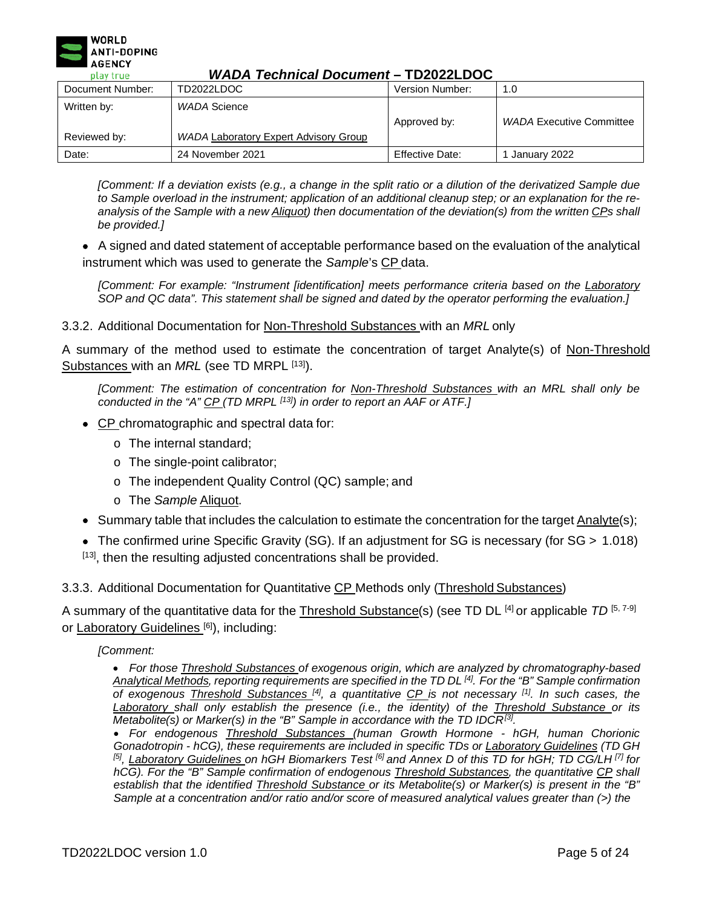*[Comment: If a deviation exists (e.g., a change in the split ratio or a dilution of the derivatized Sample due to Sample overload in the instrument; application of an additional cleanup step; or an explanation for the re-analysis of the Sample with a new Aliquot) then documentation of the deviation(s) from the written CPs shall be provided.]*

- A signed and dated statement of acceptable performance based on the evaluation of the analytical instrument which was used to generate the *Sample*'s CP data.

*[Comment: For example: "Instrument [identification] meets performance criteria based on the Laboratory SOP and QC data". This statement shall be signed and dated by the operator performing the evaluation.]*

### 3.3.2. Additional Documentation for Non-Threshold Substances with an *MRL* only

A summary of the method used to estimate the concentration of target Analyte(s) of Non-Threshold Substances with an *MRL* (see TD MRPL [13]).

*[Comment: The estimation of concentration for Non-Threshold Substances with an MRL shall only be conducted in the "A" CP (TD MRPL [13]) in order to report an AAF or ATF.]*

- CP chromatographic and spectral data for:
  - The internal standard;
  - The single-point calibrator;
  - The independent Quality Control (QC) sample; and
  - The *Sample* Aliquot.
- Summary table that includes the calculation to estimate the concentration for the target Analyte(s);
- The confirmed urine Specific Gravity (SG). If an adjustment for SG is necessary (for SG > 1.018) [13], then the resulting adjusted concentrations shall be provided.

### 3.3.3. Additional Documentation for Quantitative CP Methods only (Threshold Substances)

A summary of the quantitative data for the Threshold Substance(s) (see TD DL [4] or applicable *TD* [5, 7-9] or Laboratory Guidelines [6]), including:

*[Comment:*

- *For those Threshold Substances of exogenous origin, which are analyzed by chromatography-based Analytical Methods, reporting requirements are specified in the TD DL [4]. For the "B" Sample confirmation of exogenous Threshold Substances [4], a quantitative CP is not necessary [1]. In such cases, the Laboratory shall only establish the presence (i.e., the identity) of the Threshold Substance or its Metabolite(s) or Marker(s) in the "B" Sample in accordance with the TD IDCR [3].*
- *For endogenous Threshold Substances (human Growth Hormone - hGH, human Chorionic Gonadotropin - hCG), these requirements are included in specific TDs or Laboratory Guidelines (TD GH [5], Laboratory Guidelines on hGH Biomarkers Test [6] and Annex D of this TD for hGH; TD CG/LH [7] for hCG). For the "B" Sample confirmation of endogenous Threshold Substances, the quantitative CP shall establish that the identified Threshold Substance or its Metabolite(s) or Marker(s) is present in the "B" Sample at a concentration and/or ratio and/or score of measured analytical values greater than (>) the*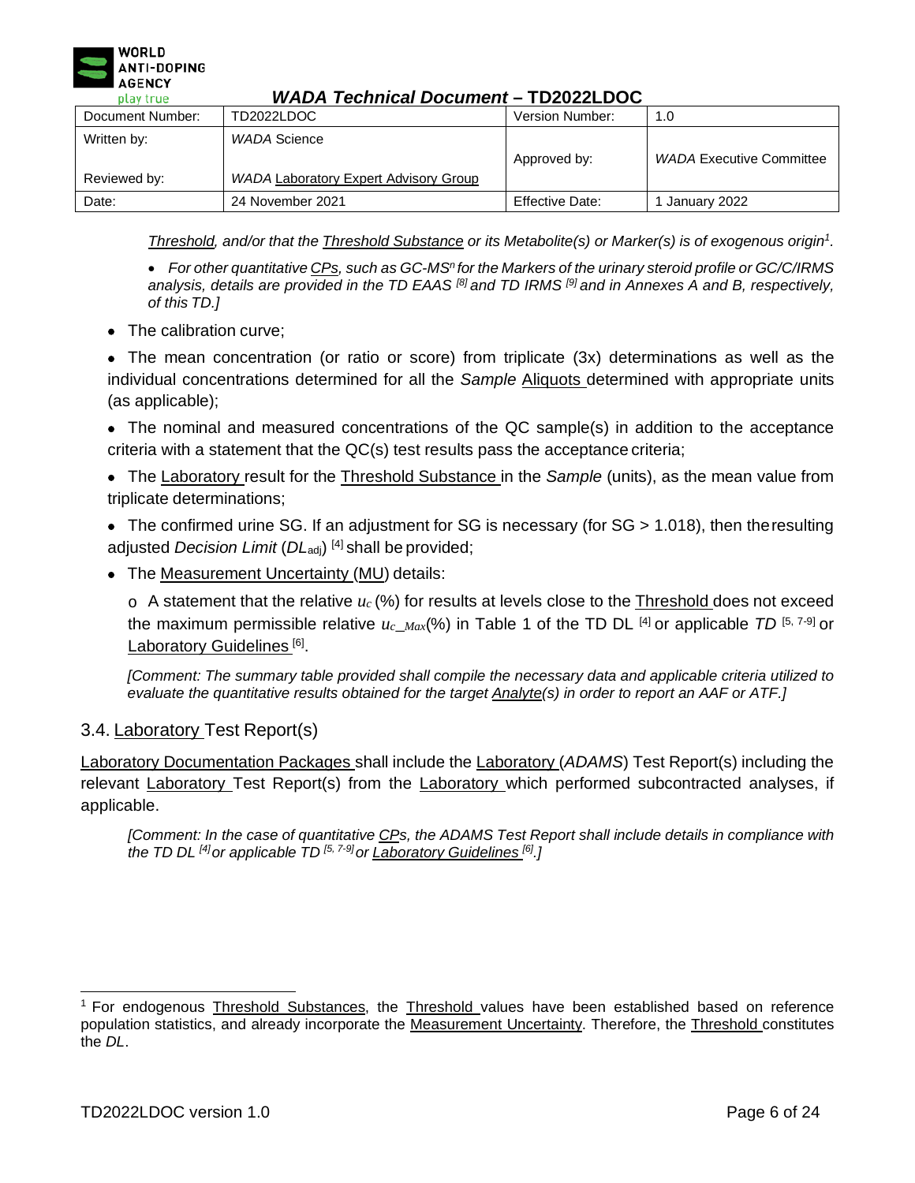*Threshold, and/or that the Threshold Substance or its Metabolite(s) or Marker(s) is of exogenous origin*[1]*.*

- *For other quantitative CPs, such as GC-MS$^n$ for the Markers of the urinary steroid profile or GC/C/IRMS analysis, details are provided in the TD EAAS [8] and TD IRMS [9] and in Annexes A and B, respectively, of this TD.]*

- The calibration curve;
- The mean concentration (or ratio or score) from triplicate (3x) determinations as well as the individual concentrations determined for all the *Sample* Aliquots determined with appropriate units (as applicable);
- The nominal and measured concentrations of the QC sample(s) in addition to the acceptance criteria with a statement that the QC(s) test results pass the acceptance criteria;
- The Laboratory result for the Threshold Substance in the *Sample* (units), as the mean value from triplicate determinations;
- The confirmed urine SG. If an adjustment for SG is necessary (for SG > 1.018), then the resulting adjusted *Decision Limit* ($DL_{adj}$) [4] shall be provided;
- The Measurement Uncertainty (MU) details:
  - A statement that the relative $u_c$ (%) for results at levels close to the Threshold does not exceed the maximum permissible relative $u_{c\_Max}$(%) in Table 1 of the TD DL [4] or applicable *TD* [5, 7-9] or Laboratory Guidelines [6].

  *[Comment: The summary table provided shall compile the necessary data and applicable criteria utilized to evaluate the quantitative results obtained for the target Analyte(s) in order to report an AAF or ATF.]*

## 3.4. Laboratory Test Report(s)

Laboratory Documentation Packages shall include the Laboratory (*ADAMS*) Test Report(s) including the relevant Laboratory Test Report(s) from the Laboratory which performed subcontracted analyses, if applicable.

*[Comment: In the case of quantitative CPs, the ADAMS Test Report shall include details in compliance with the TD DL [4] or applicable TD [5, 7-9] or Laboratory Guidelines [6].]*

---

[1] For endogenous Threshold Substances, the Threshold values have been established based on reference population statistics, and already incorporate the Measurement Uncertainty. Therefore, the Threshold constitutes the *DL*.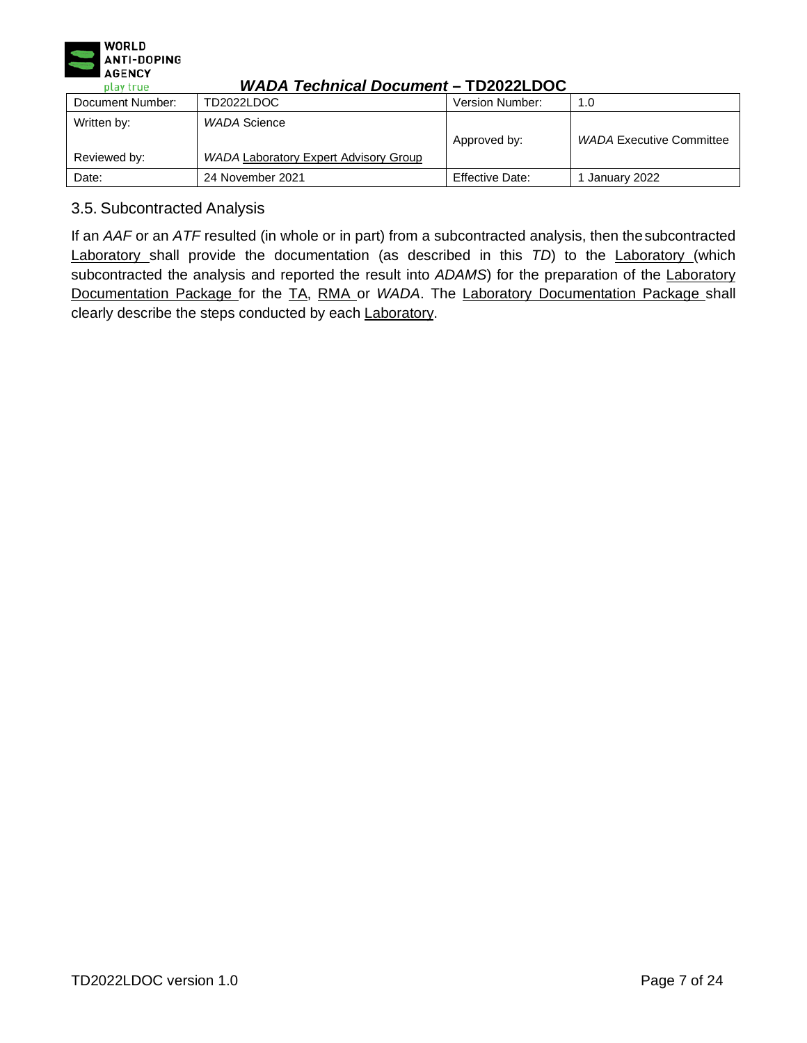### 3.5. Subcontracted Analysis

If an *AAF* or an *ATF* resulted (in whole or in part) from a subcontracted analysis, then the subcontracted Laboratory shall provide the documentation (as described in this *TD*) to the Laboratory (which subcontracted the analysis and reported the result into *ADAMS*) for the preparation of the Laboratory Documentation Package for the TA, RMA or *WADA*. The Laboratory Documentation Package shall clearly describe the steps conducted by each Laboratory.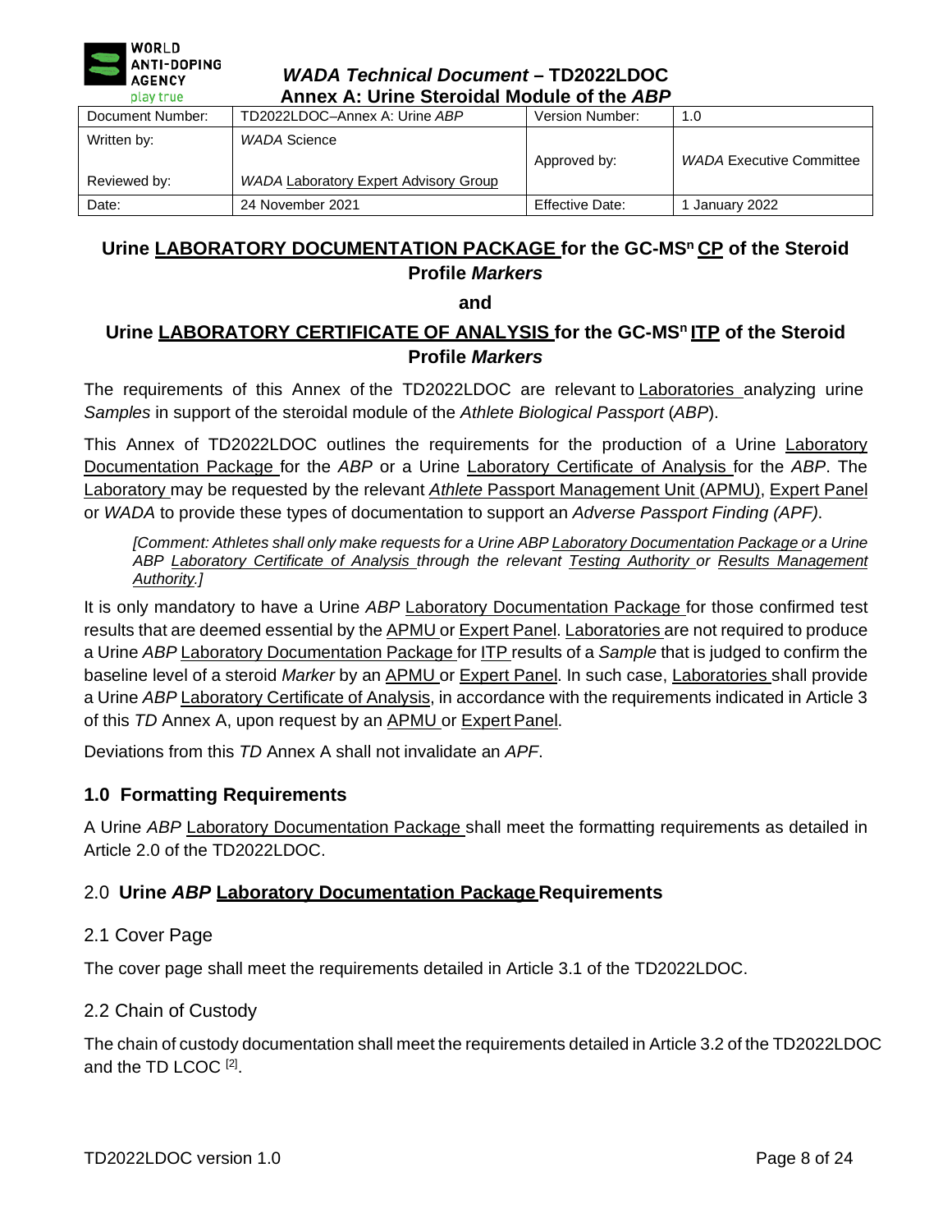| Document Number: | TD2022LDOC–Annex A: Urine *ABP* | Version Number: | 1.0 |
|---|---|---|---|
| Written by: | *WADA* Science | Approved by: | *WADA* Executive Committee |
| Reviewed by: | *WADA* Laboratory Expert Advisory Group | | |
| Date: | 24 November 2021 | Effective Date: | 1 January 2022 |

## Urine LABORATORY DOCUMENTATION PACKAGE for the GC-MS$^n$ CP of the Steroid Profile *Markers*

**and**

## Urine LABORATORY CERTIFICATE OF ANALYSIS for the GC-MS$^n$ ITP of the Steroid Profile *Markers*

The requirements of this Annex of the TD2022LDOC are relevant to Laboratories analyzing urine *Samples* in support of the steroidal module of the *Athlete Biological Passport* (*ABP*).

This Annex of TD2022LDOC outlines the requirements for the production of a Urine Laboratory Documentation Package for the *ABP* or a Urine Laboratory Certificate of Analysis for the *ABP*. The Laboratory may be requested by the relevant *Athlete* Passport Management Unit (APMU), Expert Panel or *WADA* to provide these types of documentation to support an *Adverse Passport Finding (APF).*

*[Comment: Athletes shall only make requests for a Urine ABP Laboratory Documentation Package or a Urine ABP Laboratory Certificate of Analysis through the relevant Testing Authority or Results Management Authority.]*

It is only mandatory to have a Urine *ABP* Laboratory Documentation Package for those confirmed test results that are deemed essential by the APMU or Expert Panel. Laboratories are not required to produce a Urine *ABP* Laboratory Documentation Package for ITP results of a *Sample* that is judged to confirm the baseline level of a steroid *Marker* by an APMU or Expert Panel. In such case, Laboratories shall provide a Urine *ABP* Laboratory Certificate of Analysis, in accordance with the requirements indicated in Article 3 of this *TD* Annex A, upon request by an APMU or Expert Panel.

Deviations from this *TD* Annex A shall not invalidate an *APF*.

## 1.0 Formatting Requirements

A Urine *ABP* Laboratory Documentation Package shall meet the formatting requirements as detailed in Article 2.0 of the TD2022LDOC.

## 2.0 Urine *ABP* Laboratory Documentation Package Requirements

### 2.1 Cover Page

The cover page shall meet the requirements detailed in Article 3.1 of the TD2022LDOC.

### 2.2 Chain of Custody

The chain of custody documentation shall meet the requirements detailed in Article 3.2 of the TD2022LDOC and the TD LCOC [2].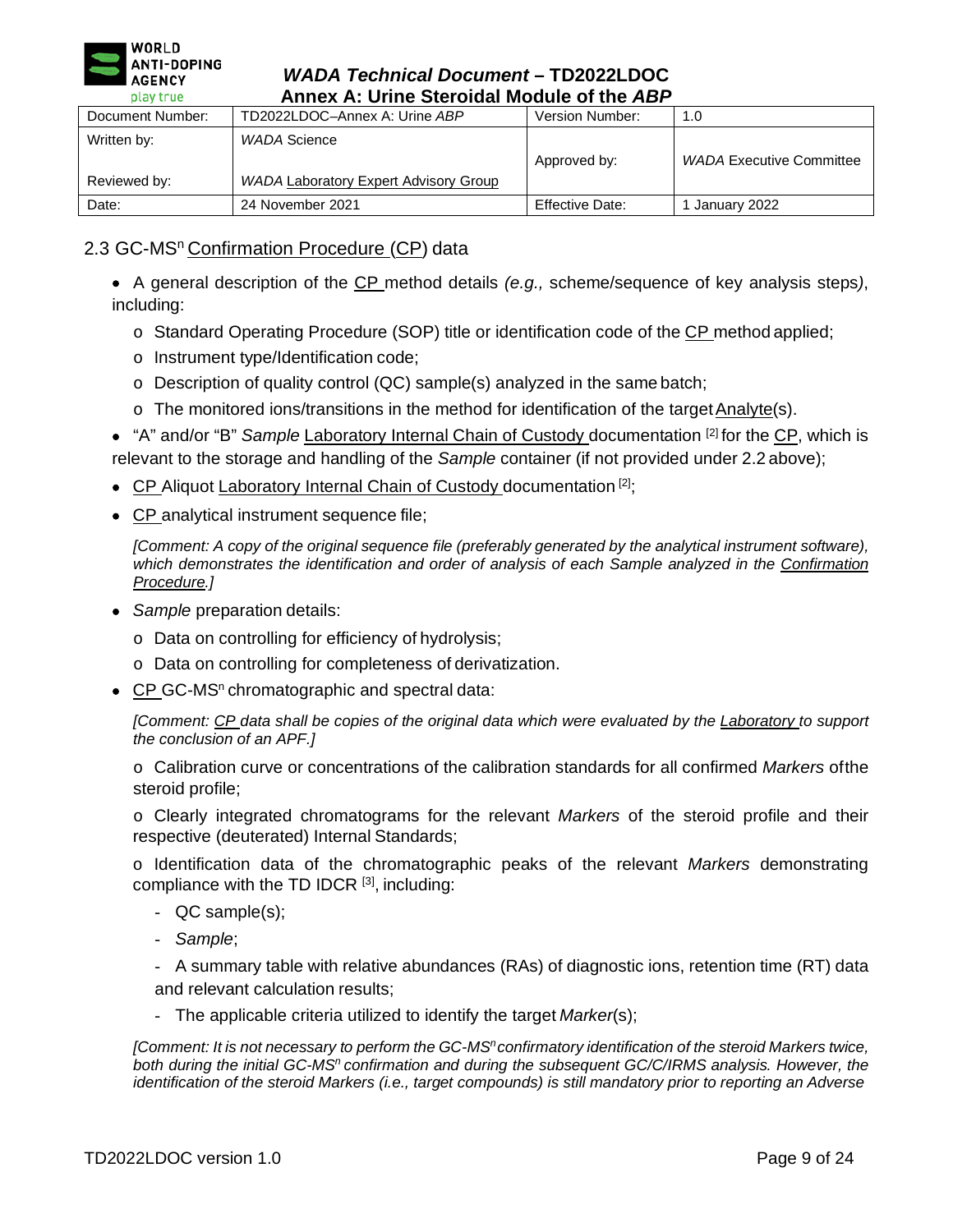## 2.3 GC-MS$^n$ Confirmation Procedure (CP) data

- A general description of the CP method details *(e.g.,* scheme/sequence of key analysis steps*)*, including:
  - o Standard Operating Procedure (SOP) title or identification code of the CP method applied;
  - o Instrument type/Identification code;
  - o Description of quality control (QC) sample(s) analyzed in the same batch;
  - o The monitored ions/transitions in the method for identification of the target Analyte(s).
- "A" and/or "B" *Sample* Laboratory Internal Chain of Custody documentation [2] for the CP, which is relevant to the storage and handling of the *Sample* container (if not provided under 2.2 above);
- CP Aliquot Laboratory Internal Chain of Custody documentation [2];
- CP analytical instrument sequence file;

  *[Comment: A copy of the original sequence file (preferably generated by the analytical instrument software), which demonstrates the identification and order of analysis of each Sample analyzed in the Confirmation Procedure.]*

- *Sample* preparation details:
  - o Data on controlling for efficiency of hydrolysis;
  - o Data on controlling for completeness of derivatization.
- CP GC-MS$^n$ chromatographic and spectral data:

  *[Comment: CP data shall be copies of the original data which were evaluated by the Laboratory to support the conclusion of an APF.]*

  o Calibration curve or concentrations of the calibration standards for all confirmed *Markers* of the steroid profile;

  o Clearly integrated chromatograms for the relevant *Markers* of the steroid profile and their respective (deuterated) Internal Standards;

  o Identification data of the chromatographic peaks of the relevant *Markers* demonstrating compliance with the TD IDCR [3], including:

  - QC sample(s);
  - *Sample*;
  - A summary table with relative abundances (RAs) of diagnostic ions, retention time (RT) data and relevant calculation results;
  - The applicable criteria utilized to identify the target *Marker*(s);

  *[Comment: It is not necessary to perform the GC-MS$^n$ confirmatory identification of the steroid Markers twice, both during the initial GC-MS$^n$ confirmation and during the subsequent GC/C/IRMS analysis. However, the identification of the steroid Markers (i.e., target compounds) is still mandatory prior to reporting an Adverse*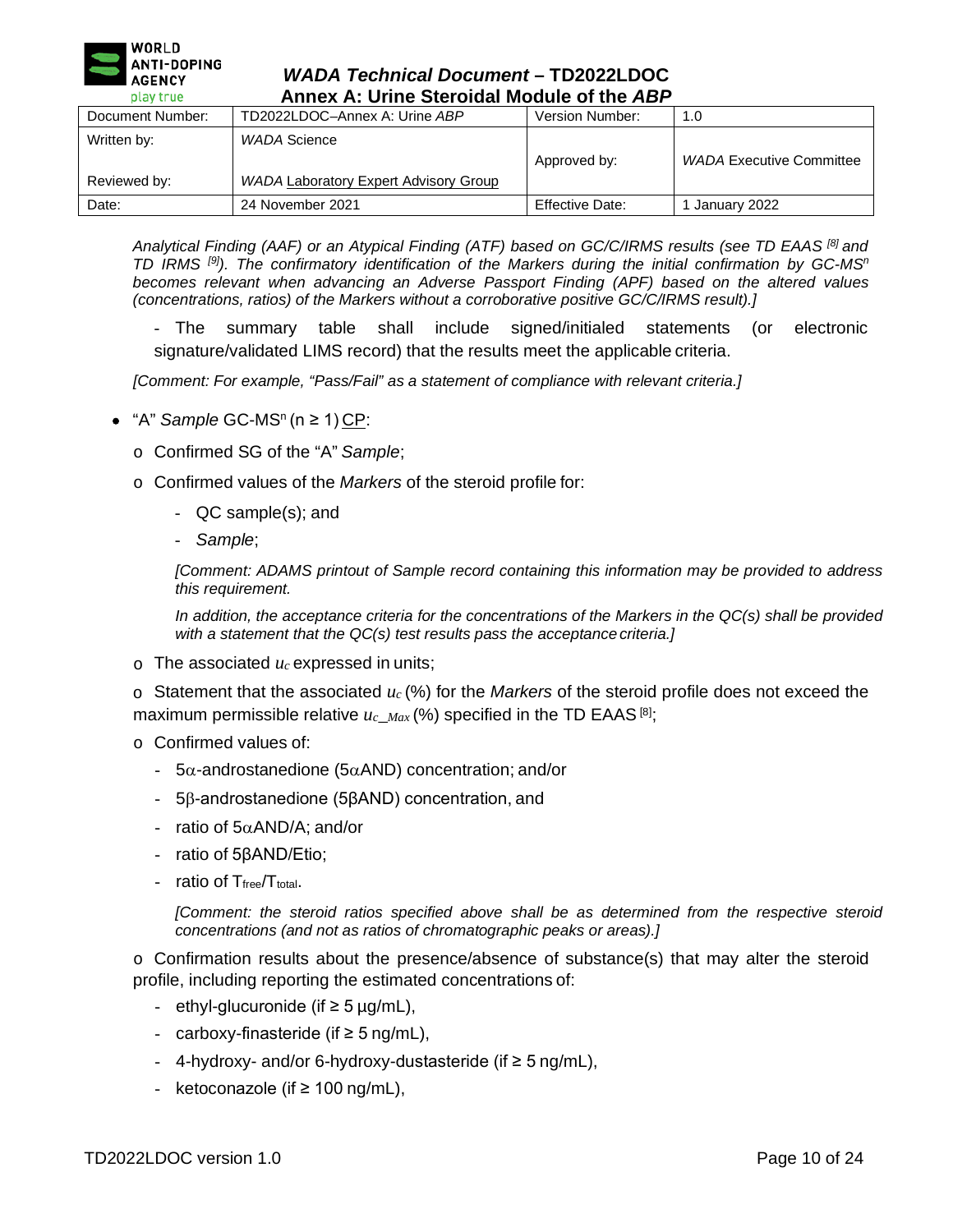*Analytical Finding (AAF) or an Atypical Finding (ATF) based on GC/C/IRMS results (see TD EAAS [8] and TD IRMS [9]). The confirmatory identification of the Markers during the initial confirmation by GC-MS$^n$ becomes relevant when advancing an Adverse Passport Finding (APF) based on the altered values (concentrations, ratios) of the Markers without a corroborative positive GC/C/IRMS result).]*

- The summary table shall include signed/initialed statements (or electronic signature/validated LIMS record) that the results meet the applicable criteria.

*[Comment: For example, "Pass/Fail" as a statement of compliance with relevant criteria.]*

- "A" *Sample* GC-MS$^n$ (n ≥ 1) CP:
  - Confirmed SG of the "A" *Sample*;
  - Confirmed values of the *Markers* of the steroid profile for:
    - QC sample(s); and
    - *Sample*;

    *[Comment: ADAMS printout of Sample record containing this information may be provided to address this requirement.*

    *In addition, the acceptance criteria for the concentrations of the Markers in the QC(s) shall be provided with a statement that the QC(s) test results pass the acceptance criteria.]*
  - The associated $u_c$ expressed in units;
  - Statement that the associated $u_c$ (%) for the *Markers* of the steroid profile does not exceed the maximum permissible relative $u_{c\_Max}$ (%) specified in the TD EAAS [8];
  - Confirmed values of:
    - 5α-androstanedione (5αAND) concentration; and/or
    - 5β-androstanedione (5βAND) concentration, and
    - ratio of 5αAND/A; and/or
    - ratio of 5βAND/Etio;
    - ratio of $T_{free}/T_{total}$.

    *[Comment: the steroid ratios specified above shall be as determined from the respective steroid concentrations (and not as ratios of chromatographic peaks or areas).]*
  - Confirmation results about the presence/absence of substance(s) that may alter the steroid profile, including reporting the estimated concentrations of:
    - ethyl-glucuronide (if ≥ 5 µg/mL),
    - carboxy-finasteride (if ≥ 5 ng/mL),
    - 4-hydroxy- and/or 6-hydroxy-dustasteride (if ≥ 5 ng/mL),
    - ketoconazole (if ≥ 100 ng/mL),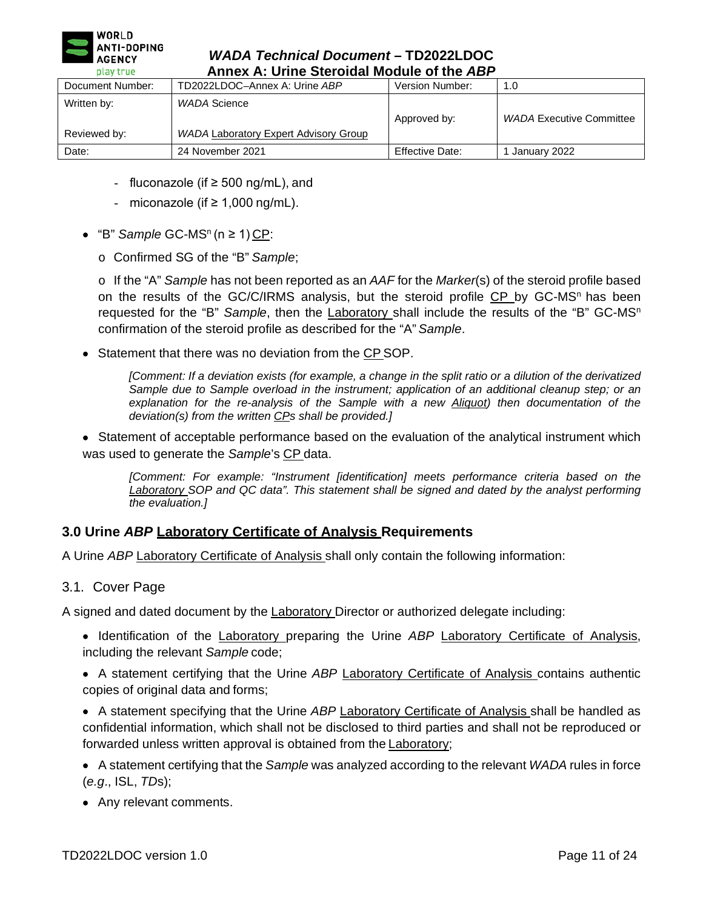- fluconazole (if ≥ 500 ng/mL), and
  - miconazole (if ≥ 1,000 ng/mL).

- "B" *Sample* GC-$MS^n$ (n ≥ 1) CP:
  - Confirmed SG of the "B" *Sample*;
  - If the "A" *Sample* has not been reported as an *AAF* for the *Marker*(s) of the steroid profile based on the results of the GC/C/IRMS analysis, but the steroid profile CP by GC-$MS^n$ has been requested for the "B" *Sample*, then the Laboratory shall include the results of the "B" GC-$MS^n$ confirmation of the steroid profile as described for the "A" *Sample*.

- Statement that there was no deviation from the CP SOP.

  *[Comment: If a deviation exists (for example, a change in the split ratio or a dilution of the derivatized Sample due to Sample overload in the instrument; application of an additional cleanup step; or an explanation for the re-analysis of the Sample with a new Aliquot) then documentation of the deviation(s) from the written CPs shall be provided.]*

- Statement of acceptable performance based on the evaluation of the analytical instrument which was used to generate the *Sample*'s CP data.

  *[Comment: For example: "Instrument [identification] meets performance criteria based on the Laboratory SOP and QC data". This statement shall be signed and dated by the analyst performing the evaluation.]*

## 3.0 Urine *ABP* Laboratory Certificate of Analysis Requirements

A Urine *ABP* Laboratory Certificate of Analysis shall only contain the following information:

### 3.1. Cover Page

A signed and dated document by the Laboratory Director or authorized delegate including:

- Identification of the Laboratory preparing the Urine *ABP* Laboratory Certificate of Analysis, including the relevant *Sample* code;
- A statement certifying that the Urine *ABP* Laboratory Certificate of Analysis contains authentic copies of original data and forms;
- A statement specifying that the Urine *ABP* Laboratory Certificate of Analysis shall be handled as confidential information, which shall not be disclosed to third parties and shall not be reproduced or forwarded unless written approval is obtained from the Laboratory;
- A statement certifying that the *Sample* was analyzed according to the relevant *WADA* rules in force (*e.g.*, ISL, *TD*s);
- Any relevant comments.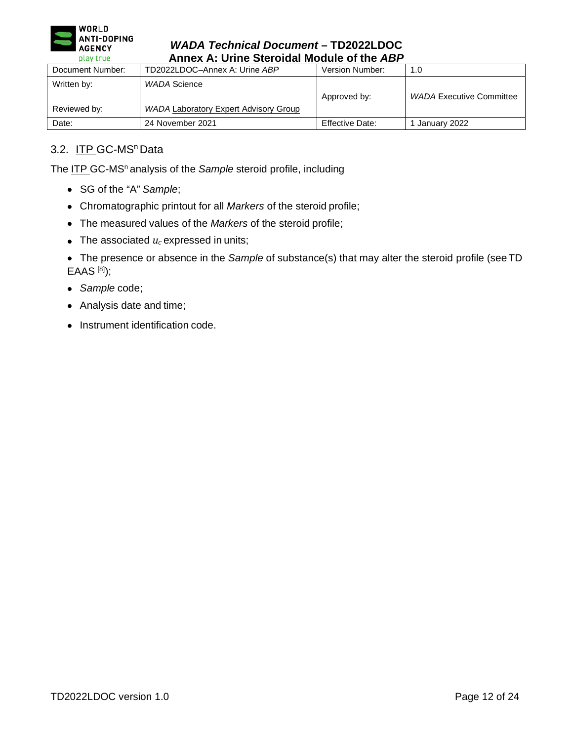### 3.2. ITP GC-MS$^n$ Data

The ITP GC-MS$^n$ analysis of the *Sample* steroid profile, including

- SG of the "A" *Sample*;
- Chromatographic printout for all *Markers* of the steroid profile;
- The measured values of the *Markers* of the steroid profile;
- The associated $u_c$ expressed in units;
- The presence or absence in the *Sample* of substance(s) that may alter the steroid profile (see TD EAAS [8]);
- *Sample* code;
- Analysis date and time;
- Instrument identification code.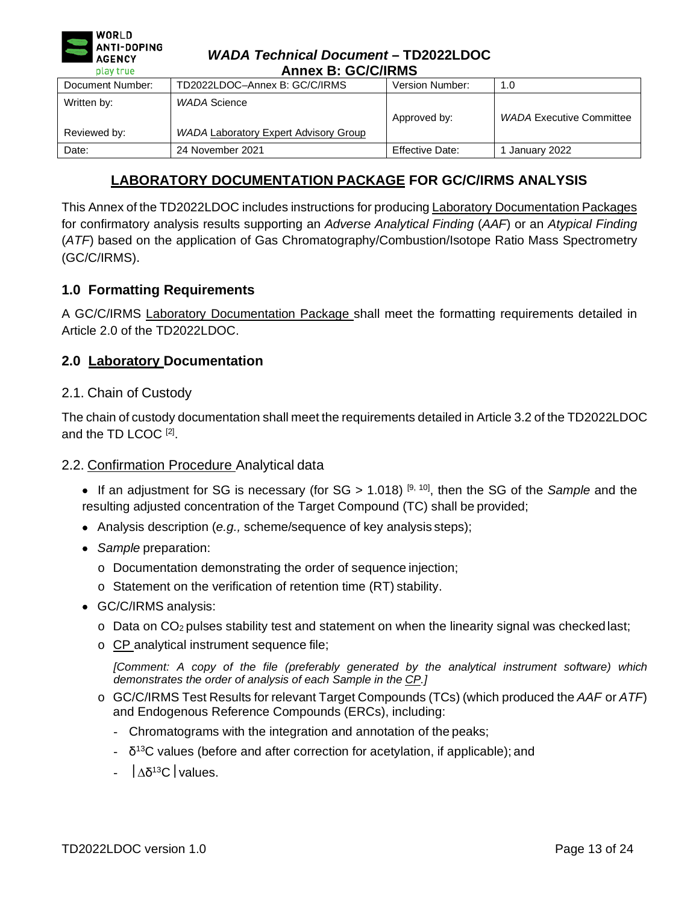**WADA Technical Document – TD2022LDOC**
**Annex B: GC/C/IRMS**

| Document Number: | TD2022LDOC–Annex B: GC/C/IRMS | Version Number: | 1.0 |
|---|---|---|---|
| Written by: | *WADA* Science | Approved by: | *WADA* Executive Committee |
| Reviewed by: | *WADA* Laboratory Expert Advisory Group | | |
| Date: | 24 November 2021 | Effective Date: | 1 January 2022 |

## LABORATORY DOCUMENTATION PACKAGE FOR GC/C/IRMS ANALYSIS

This Annex of the TD2022LDOC includes instructions for producing Laboratory Documentation Packages for confirmatory analysis results supporting an *Adverse Analytical Finding* (*AAF*) or an *Atypical Finding* (*ATF*) based on the application of Gas Chromatography/Combustion/Isotope Ratio Mass Spectrometry (GC/C/IRMS).

### 1.0 Formatting Requirements

A GC/C/IRMS Laboratory Documentation Package shall meet the formatting requirements detailed in Article 2.0 of the TD2022LDOC.

### 2.0 Laboratory Documentation

#### 2.1. Chain of Custody

The chain of custody documentation shall meet the requirements detailed in Article 3.2 of the TD2022LDOC and the TD LCOC [2].

#### 2.2. Confirmation Procedure Analytical data

- If an adjustment for SG is necessary (for SG > 1.018) [9, 10], then the SG of the *Sample* and the resulting adjusted concentration of the Target Compound (TC) shall be provided;
- Analysis description (*e.g.,* scheme/sequence of key analysis steps);
- *Sample* preparation:
  - Documentation demonstrating the order of sequence injection;
  - Statement on the verification of retention time (RT) stability.
- GC/C/IRMS analysis:
  - Data on $CO_2$ pulses stability test and statement on when the linearity signal was checked last;
  - CP analytical instrument sequence file;

    *[Comment: A copy of the file (preferably generated by the analytical instrument software) which demonstrates the order of analysis of each Sample in the CP.]*
  - GC/C/IRMS Test Results for relevant Target Compounds (TCs) (which produced the *AAF* or *ATF*) and Endogenous Reference Compounds (ERCs), including:
    - Chromatograms with the integration and annotation of the peaks;
    - $\delta^{13}C$ values (before and after correction for acetylation, if applicable); and
    - $|\Delta\delta^{13}C|$ values.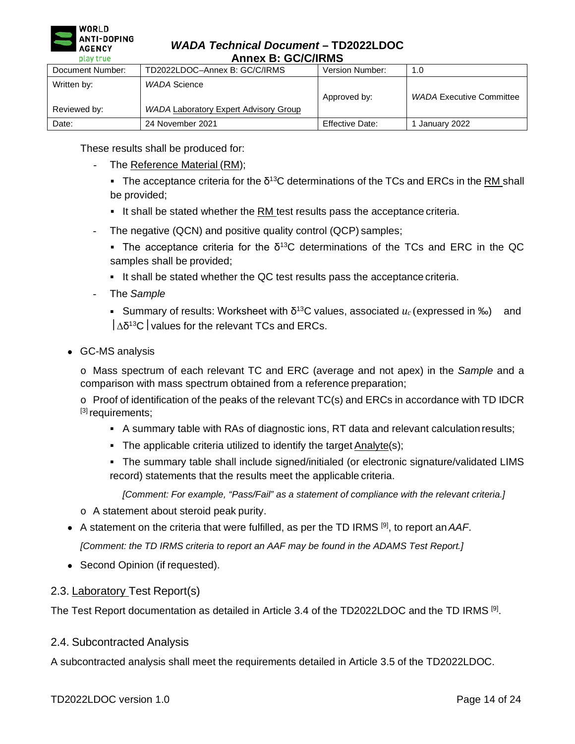These results shall be produced for:

- The Reference Material (RM);
  - The acceptance criteria for the $\delta^{13}C$ determinations of the TCs and ERCs in the RM shall be provided;
  - It shall be stated whether the RM test results pass the acceptance criteria.
- The negative (QCN) and positive quality control (QCP) samples;
  - The acceptance criteria for the $\delta^{13}C$ determinations of the TCs and ERC in the QC samples shall be provided;
  - It shall be stated whether the QC test results pass the acceptance criteria.
- The *Sample*
  - Summary of results: Worksheet with $\delta^{13}C$ values, associated $u_c$ (expressed in ‰) and $|\Delta\delta^{13}C|$ values for the relevant TCs and ERCs.

- GC-MS analysis

  o Mass spectrum of each relevant TC and ERC (average and not apex) in the *Sample* and a comparison with mass spectrum obtained from a reference preparation;

  o Proof of identification of the peaks of the relevant TC(s) and ERCs in accordance with TD IDCR [3] requirements;

  - A summary table with RAs of diagnostic ions, RT data and relevant calculation results;
  - The applicable criteria utilized to identify the target Analyte(s);
  - The summary table shall include signed/initialed (or electronic signature/validated LIMS record) statements that the results meet the applicable criteria.

    *[Comment: For example, "Pass/Fail" as a statement of compliance with the relevant criteria.]*

  o A statement about steroid peak purity.

- A statement on the criteria that were fulfilled, as per the TD IRMS [9], to report an *AAF*.

  *[Comment: the TD IRMS criteria to report an AAF may be found in the ADAMS Test Report.]*

- Second Opinion (if requested).

## 2.3. Laboratory Test Report(s)

The Test Report documentation as detailed in Article 3.4 of the TD2022LDOC and the TD IRMS [9].

## 2.4. Subcontracted Analysis

A subcontracted analysis shall meet the requirements detailed in Article 3.5 of the TD2022LDOC.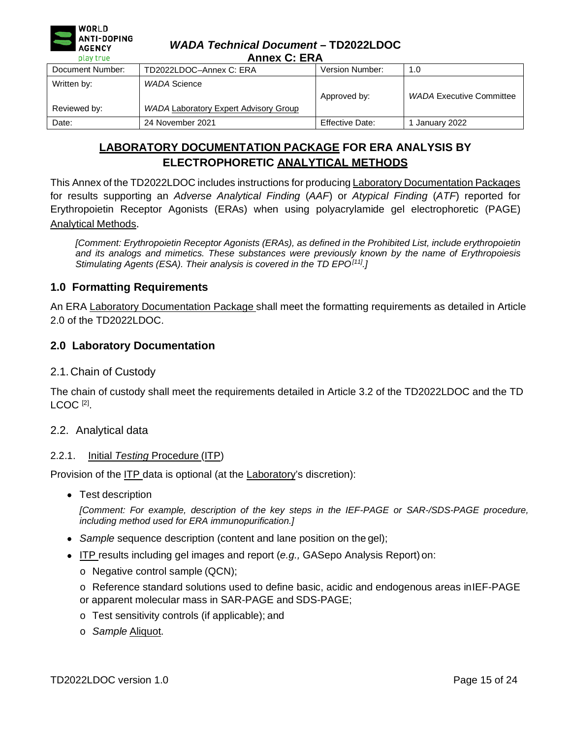| Document Number: | TD2022LDOC–Annex C: ERA | Version Number: | 1.0 |
| --- | --- | --- | --- |
| Written by: | *WADA* Science | Approved by: | *WADA* Executive Committee |
| Reviewed by: | *WADA* Laboratory Expert Advisory Group | | |
| Date: | 24 November 2021 | Effective Date: | 1 January 2022 |

# LABORATORY DOCUMENTATION PACKAGE FOR ERA ANALYSIS BY ELECTROPHORETIC ANALYTICAL METHODS

This Annex of the TD2022LDOC includes instructions for producing Laboratory Documentation Packages for results supporting an *Adverse Analytical Finding* (*AAF*) or *Atypical Finding* (*ATF*) reported for Erythropoietin Receptor Agonists (ERAs) when using polyacrylamide gel electrophoretic (PAGE) Analytical Methods.

*[Comment: Erythropoietin Receptor Agonists (ERAs), as defined in the Prohibited List, include erythropoietin and its analogs and mimetics. These substances were previously known by the name of Erythropoiesis Stimulating Agents (ESA). Their analysis is covered in the TD EPO[11].]*

## 1.0 Formatting Requirements

An ERA Laboratory Documentation Package shall meet the formatting requirements as detailed in Article 2.0 of the TD2022LDOC.

## 2.0 Laboratory Documentation

### 2.1. Chain of Custody

The chain of custody shall meet the requirements detailed in Article 3.2 of the TD2022LDOC and the TD LCOC [2].

### 2.2. Analytical data

#### 2.2.1. Initial *Testing* Procedure (ITP)

Provision of the ITP data is optional (at the Laboratory's discretion):

- Test description

  *[Comment: For example, description of the key steps in the IEF-PAGE or SAR-/SDS-PAGE procedure, including method used for ERA immunopurification.]*

- *Sample* sequence description (content and lane position on the gel);
- ITP results including gel images and report (*e.g.,* GASepo Analysis Report) on:
  - Negative control sample (QCN);
  - Reference standard solutions used to define basic, acidic and endogenous areas in IEF-PAGE or apparent molecular mass in SAR-PAGE and SDS-PAGE;
  - Test sensitivity controls (if applicable); and
  - *Sample* Aliquot.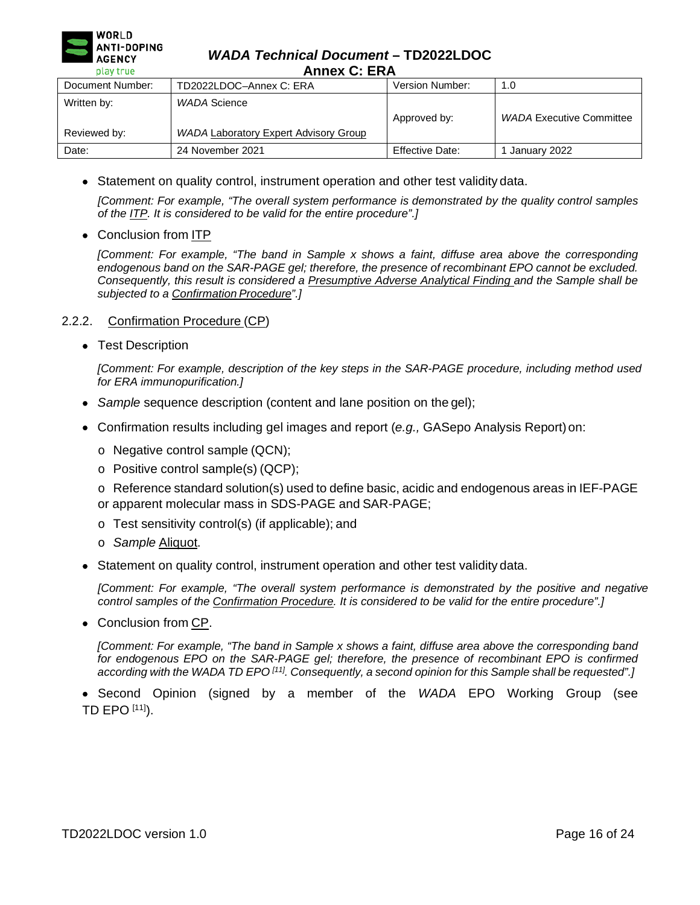- Statement on quality control, instrument operation and other test validity data.

  *[Comment: For example, "The overall system performance is demonstrated by the quality control samples of the ITP. It is considered to be valid for the entire procedure".]*

- Conclusion from ITP

  *[Comment: For example, "The band in Sample x shows a faint, diffuse area above the corresponding endogenous band on the SAR-PAGE gel; therefore, the presence of recombinant EPO cannot be excluded. Consequently, this result is considered a Presumptive Adverse Analytical Finding and the Sample shall be subjected to a Confirmation Procedure".]*

#### 2.2.2. Confirmation Procedure (CP)

- Test Description

  *[Comment: For example, description of the key steps in the SAR-PAGE procedure, including method used for ERA immunopurification.]*

- *Sample* sequence description (content and lane position on the gel);
- Confirmation results including gel images and report (*e.g.,* GASepo Analysis Report) on:
  - Negative control sample (QCN);
  - Positive control sample(s) (QCP);
  - Reference standard solution(s) used to define basic, acidic and endogenous areas in IEF-PAGE or apparent molecular mass in SDS-PAGE and SAR-PAGE;
  - Test sensitivity control(s) (if applicable); and
  - *Sample* Aliquot.
- Statement on quality control, instrument operation and other test validity data.

  *[Comment: For example, "The overall system performance is demonstrated by the positive and negative control samples of the Confirmation Procedure. It is considered to be valid for the entire procedure".]*

- Conclusion from CP.

  *[Comment: For example, "The band in Sample x shows a faint, diffuse area above the corresponding band for endogenous EPO on the SAR-PAGE gel; therefore, the presence of recombinant EPO is confirmed according with the WADA TD EPO [11]. Consequently, a second opinion for this Sample shall be requested".]*

- Second Opinion (signed by a member of the *WADA* EPO Working Group (see TD EPO [11]).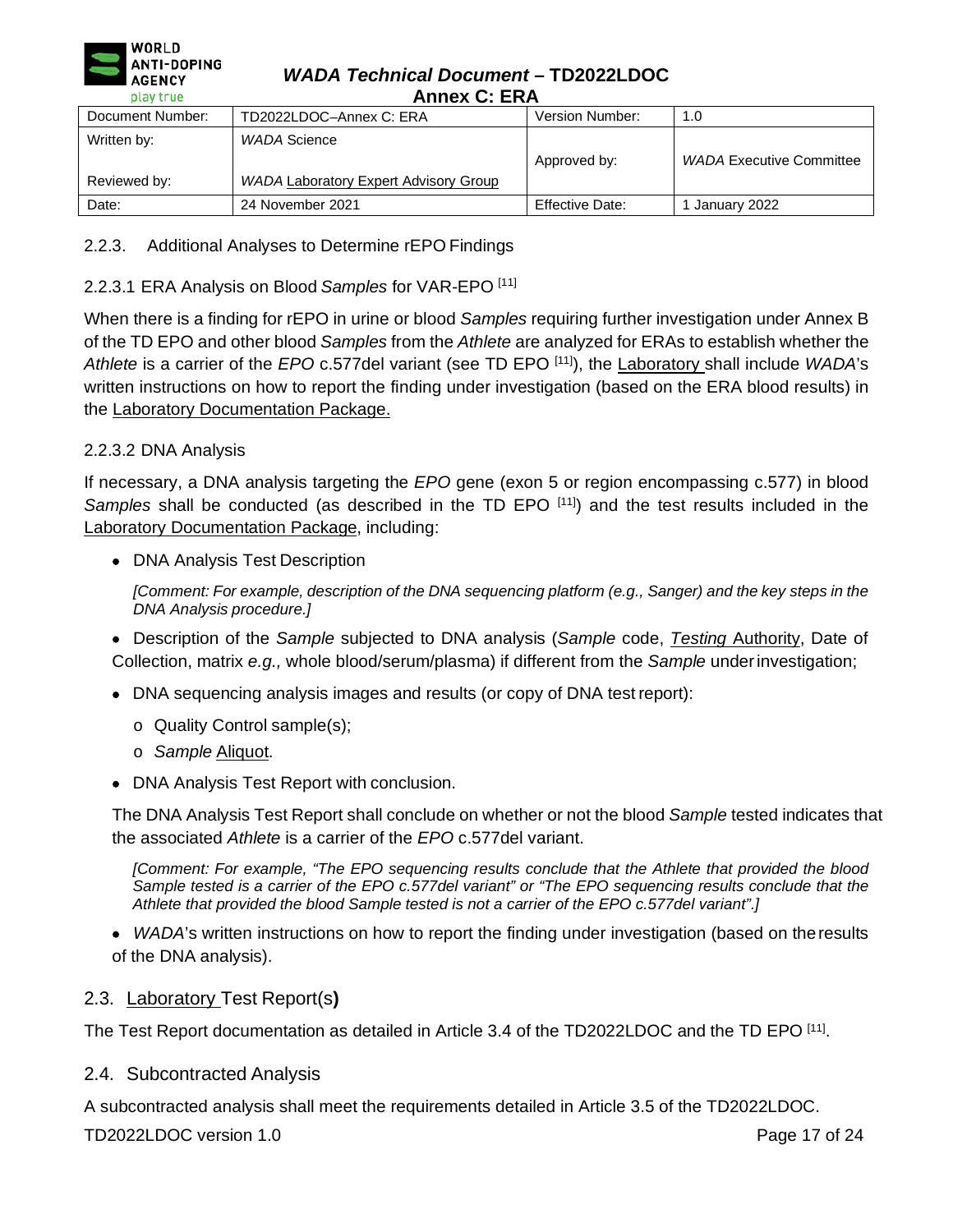### 2.2.3. Additional Analyses to Determine rEPO Findings

#### 2.2.3.1 ERA Analysis on Blood *Samples* for VAR-EPO [11]

When there is a finding for rEPO in urine or blood *Samples* requiring further investigation under Annex B of the TD EPO and other blood *Samples* from the *Athlete* are analyzed for ERAs to establish whether the *Athlete* is a carrier of the *EPO* c.577del variant (see TD EPO [11]), the Laboratory shall include *WADA*'s written instructions on how to report the finding under investigation (based on the ERA blood results) in the Laboratory Documentation Package.

#### 2.2.3.2 DNA Analysis

If necessary, a DNA analysis targeting the *EPO* gene (exon 5 or region encompassing c.577) in blood *Samples* shall be conducted (as described in the TD EPO [11]) and the test results included in the Laboratory Documentation Package, including:

- DNA Analysis Test Description

  *[Comment: For example, description of the DNA sequencing platform (e.g., Sanger) and the key steps in the DNA Analysis procedure.]*

- Description of the *Sample* subjected to DNA analysis (*Sample* code, *Testing* Authority, Date of Collection, matrix *e.g.,* whole blood/serum/plasma) if different from the *Sample* under investigation;
- DNA sequencing analysis images and results (or copy of DNA test report):
  - Quality Control sample(s);
  - *Sample* Aliquot.
- DNA Analysis Test Report with conclusion.

  The DNA Analysis Test Report shall conclude on whether or not the blood *Sample* tested indicates that the associated *Athlete* is a carrier of the *EPO* c.577del variant.

  *[Comment: For example, "The EPO sequencing results conclude that the Athlete that provided the blood Sample tested is a carrier of the EPO c.577del variant" or "The EPO sequencing results conclude that the Athlete that provided the blood Sample tested is not a carrier of the EPO c.577del variant".]*

- *WADA*'s written instructions on how to report the finding under investigation (based on the results of the DNA analysis).

### 2.3. Laboratory Test Report(s)

The Test Report documentation as detailed in Article 3.4 of the TD2022LDOC and the TD EPO [11].

### 2.4. Subcontracted Analysis

A subcontracted analysis shall meet the requirements detailed in Article 3.5 of the TD2022LDOC.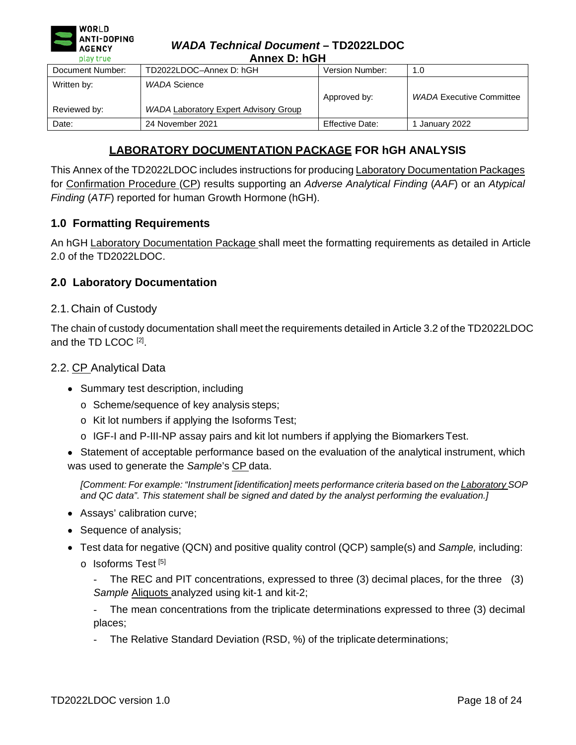| Document Number: | TD2022LDOC–Annex D: hGH | Version Number: | 1.0 |
|---|---|---|---|
| Written by: | *WADA* Science | Approved by: | *WADA* Executive Committee |
| Reviewed by: | *WADA* Laboratory Expert Advisory Group | | |
| Date: | 24 November 2021 | Effective Date: | 1 January 2022 |

# LABORATORY DOCUMENTATION PACKAGE FOR hGH ANALYSIS

This Annex of the TD2022LDOC includes instructions for producing Laboratory Documentation Packages for Confirmation Procedure (CP) results supporting an *Adverse Analytical Finding* (*AAF*) or an *Atypical Finding* (*ATF*) reported for human Growth Hormone (hGH).

## 1.0 Formatting Requirements

An hGH Laboratory Documentation Package shall meet the formatting requirements as detailed in Article 2.0 of the TD2022LDOC.

## 2.0 Laboratory Documentation

### 2.1. Chain of Custody

The chain of custody documentation shall meet the requirements detailed in Article 3.2 of the TD2022LDOC and the TD LCOC [2].

### 2.2. CP Analytical Data

- Summary test description, including
  - Scheme/sequence of key analysis steps;
  - Kit lot numbers if applying the Isoforms Test;
  - IGF-I and P-III-NP assay pairs and kit lot numbers if applying the Biomarkers Test.
- Statement of acceptable performance based on the evaluation of the analytical instrument, which was used to generate the *Sample*'s CP data.

  *[Comment: For example: "Instrument [identification] meets performance criteria based on the Laboratory SOP and QC data". This statement shall be signed and dated by the analyst performing the evaluation.]*

- Assays' calibration curve;
- Sequence of analysis;
- Test data for negative (QCN) and positive quality control (QCP) sample(s) and *Sample,* including:
  - Isoforms Test [5]
    - The REC and PIT concentrations, expressed to three (3) decimal places, for the three (3) *Sample* Aliquots analyzed using kit-1 and kit-2;
    - The mean concentrations from the triplicate determinations expressed to three (3) decimal places;
    - The Relative Standard Deviation (RSD, %) of the triplicate determinations;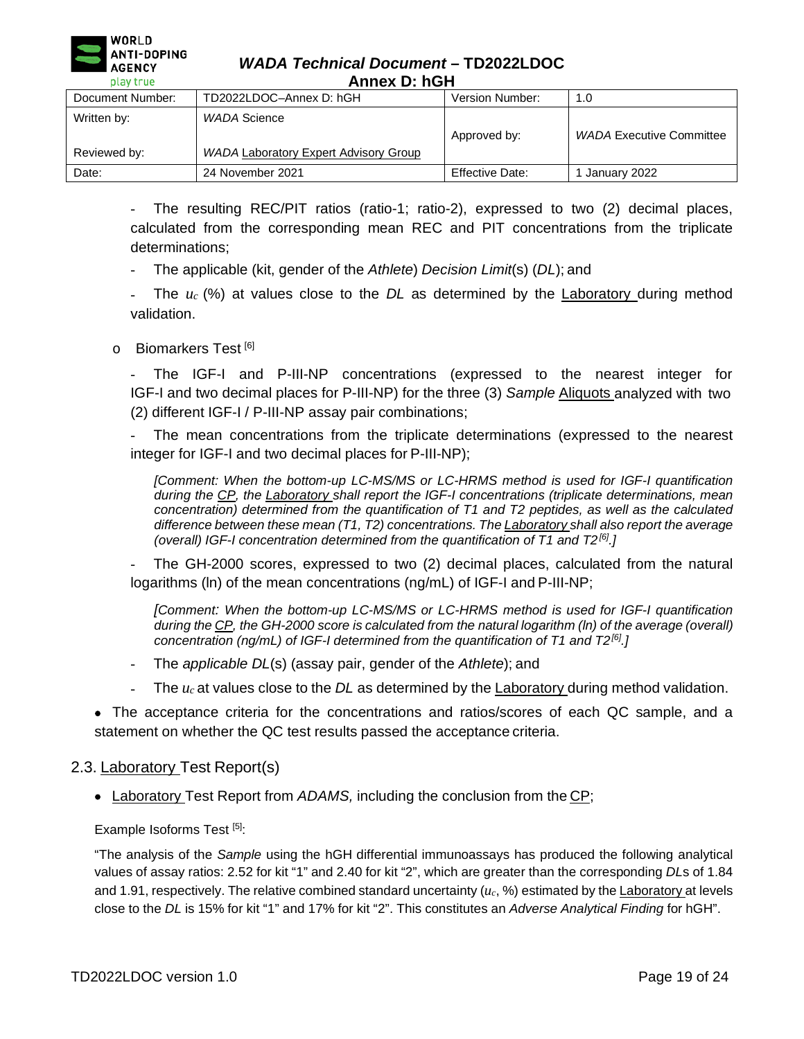- The resulting REC/PIT ratios (ratio-1; ratio-2), expressed to two (2) decimal places, calculated from the corresponding mean REC and PIT concentrations from the triplicate determinations;

- The applicable (kit, gender of the *Athlete*) *Decision Limit*(s) (*DL*); and

- The $u_c$ (%) at values close to the *DL* as determined by the Laboratory during method validation.

o Biomarkers Test [6]

- The IGF-I and P-III-NP concentrations (expressed to the nearest integer for IGF-I and two decimal places for P-III-NP) for the three (3) *Sample* Aliquots analyzed with two (2) different IGF-I / P-III-NP assay pair combinations;

- The mean concentrations from the triplicate determinations (expressed to the nearest integer for IGF-I and two decimal places for P-III-NP);

*[Comment: When the bottom-up LC-MS/MS or LC-HRMS method is used for IGF-I quantification during the CP, the Laboratory shall report the IGF-I concentrations (triplicate determinations, mean concentration) determined from the quantification of T1 and T2 peptides, as well as the calculated difference between these mean (T1, T2) concentrations. The Laboratory shall also report the average (overall) IGF-I concentration determined from the quantification of T1 and T2[6].]*

- The GH-2000 scores, expressed to two (2) decimal places, calculated from the natural logarithms (ln) of the mean concentrations (ng/mL) of IGF-I and P-III-NP;

*[Comment: When the bottom-up LC-MS/MS or LC-HRMS method is used for IGF-I quantification during the CP, the GH-2000 score is calculated from the natural logarithm (ln) of the average (overall) concentration (ng/mL) of IGF-I determined from the quantification of T1 and T2[6].]*

- The *applicable DL*(s) (assay pair, gender of the *Athlete*); and

- The $u_c$ at values close to the *DL* as determined by the Laboratory during method validation.

- The acceptance criteria for the concentrations and ratios/scores of each QC sample, and a statement on whether the QC test results passed the acceptance criteria.

## 2.3. Laboratory Test Report(s)

- Laboratory Test Report from *ADAMS,* including the conclusion from the CP;

Example Isoforms Test [5]:

"The analysis of the *Sample* using the hGH differential immunoassays has produced the following analytical values of assay ratios: 2.52 for kit "1" and 2.40 for kit "2", which are greater than the corresponding *DL*s of 1.84 and 1.91, respectively. The relative combined standard uncertainty ($u_c$, %) estimated by the Laboratory at levels close to the *DL* is 15% for kit "1" and 17% for kit "2". This constitutes an *Adverse Analytical Finding* for hGH".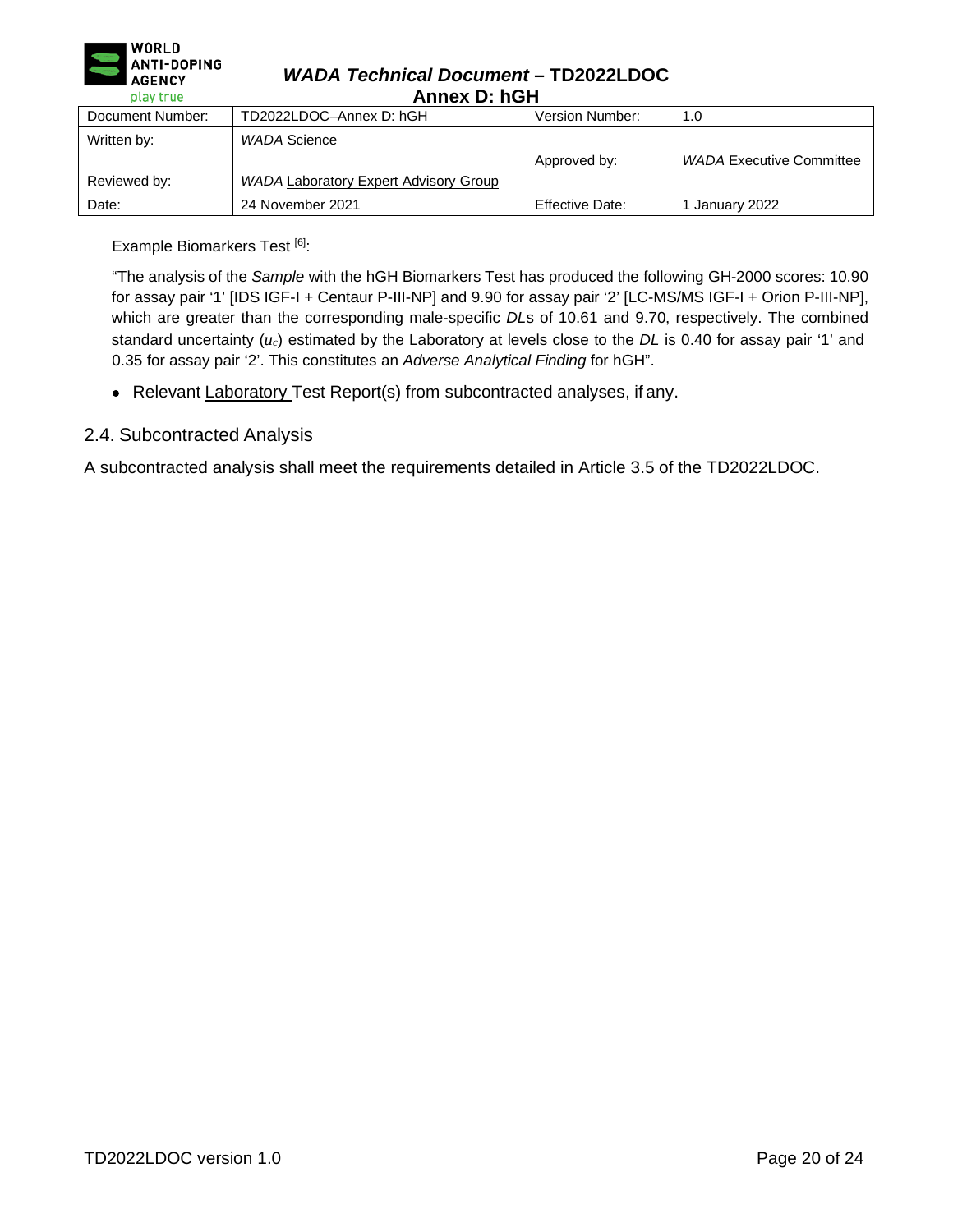Example Biomarkers Test [6]:

"The analysis of the *Sample* with the hGH Biomarkers Test has produced the following GH-2000 scores: 10.90 for assay pair '1' [IDS IGF-I + Centaur P-III-NP] and 9.90 for assay pair '2' [LC-MS/MS IGF-I + Orion P-III-NP], which are greater than the corresponding male-specific *DL*s of 10.61 and 9.70, respectively. The combined standard uncertainty ($u_c$) estimated by the Laboratory at levels close to the *DL* is 0.40 for assay pair '1' and 0.35 for assay pair '2'. This constitutes an *Adverse Analytical Finding* for hGH".

- Relevant Laboratory Test Report(s) from subcontracted analyses, if any.

## 2.4. Subcontracted Analysis

A subcontracted analysis shall meet the requirements detailed in Article 3.5 of the TD2022LDOC.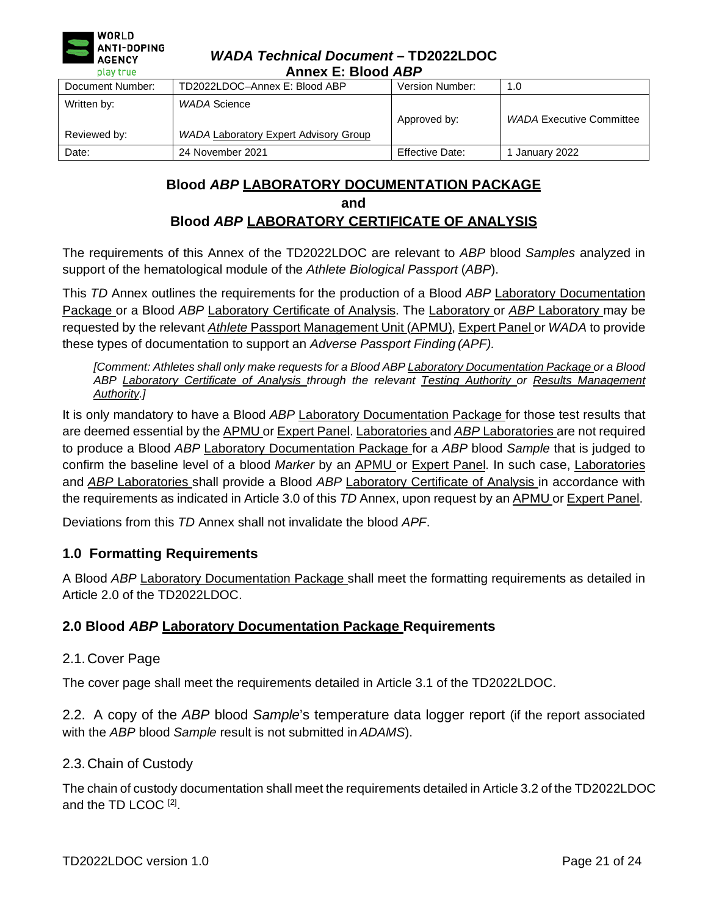| Document Number: | TD2022LDOC–Annex E: Blood ABP | Version Number: | 1.0 |
|---|---|---|---|
| Written by: | *WADA* Science | Approved by: | *WADA* Executive Committee |
| Reviewed by: | *WADA* Laboratory Expert Advisory Group | | |
| Date: | 24 November 2021 | Effective Date: | 1 January 2022 |

## Blood *ABP* LABORATORY DOCUMENTATION PACKAGE and Blood *ABP* LABORATORY CERTIFICATE OF ANALYSIS

The requirements of this Annex of the TD2022LDOC are relevant to *ABP* blood *Samples* analyzed in support of the hematological module of the *Athlete Biological Passport* (*ABP*).

This *TD* Annex outlines the requirements for the production of a Blood *ABP* Laboratory Documentation Package or a Blood *ABP* Laboratory Certificate of Analysis. The Laboratory or *ABP* Laboratory may be requested by the relevant *Athlete* Passport Management Unit (APMU), Expert Panel or *WADA* to provide these types of documentation to support an *Adverse Passport Finding (APF).*

*[Comment: Athletes shall only make requests for a Blood ABP Laboratory Documentation Package or a Blood ABP Laboratory Certificate of Analysis through the relevant Testing Authority or Results Management Authority.]*

It is only mandatory to have a Blood *ABP* Laboratory Documentation Package for those test results that are deemed essential by the APMU or Expert Panel. Laboratories and *ABP* Laboratories are not required to produce a Blood *ABP* Laboratory Documentation Package for a *ABP* blood *Sample* that is judged to confirm the baseline level of a blood *Marker* by an APMU or Expert Panel. In such case, Laboratories and *ABP* Laboratories shall provide a Blood *ABP* Laboratory Certificate of Analysis in accordance with the requirements as indicated in Article 3.0 of this *TD* Annex, upon request by an APMU or Expert Panel.

Deviations from this *TD* Annex shall not invalidate the blood *APF*.

### 1.0 Formatting Requirements

A Blood *ABP* Laboratory Documentation Package shall meet the formatting requirements as detailed in Article 2.0 of the TD2022LDOC.

### 2.0 Blood *ABP* Laboratory Documentation Package Requirements

#### 2.1. Cover Page

The cover page shall meet the requirements detailed in Article 3.1 of the TD2022LDOC.

2.2. A copy of the *ABP* blood *Sample*'s temperature data logger report (if the report associated with the *ABP* blood *Sample* result is not submitted in *ADAMS*).

#### 2.3. Chain of Custody

The chain of custody documentation shall meet the requirements detailed in Article 3.2 of the TD2022LDOC and the TD LCOC [2].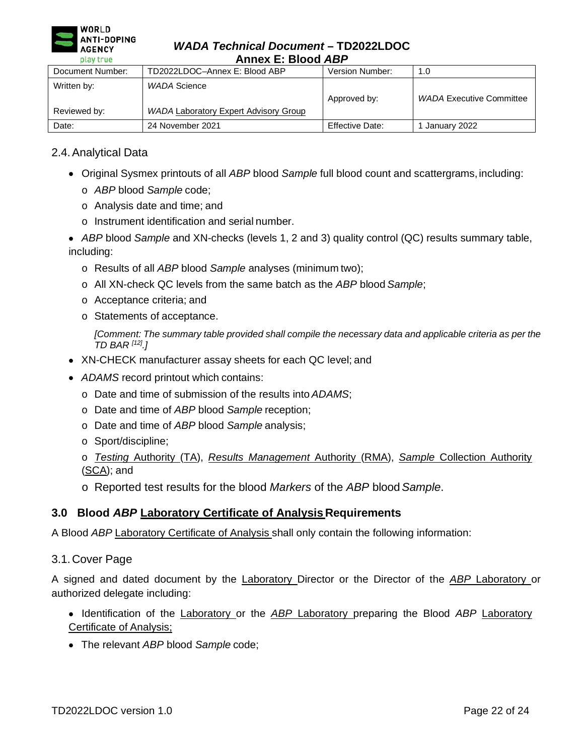### 2.4. Analytical Data

- Original Sysmex printouts of all *ABP* blood *Sample* full blood count and scattergrams, including:
  - *ABP* blood *Sample* code;
  - Analysis date and time; and
  - Instrument identification and serial number.
- *ABP* blood *Sample* and XN-checks (levels 1, 2 and 3) quality control (QC) results summary table, including:
  - Results of all *ABP* blood *Sample* analyses (minimum two);
  - All XN-check QC levels from the same batch as the *ABP* blood *Sample*;
  - Acceptance criteria; and
  - Statements of acceptance.

  *[Comment: The summary table provided shall compile the necessary data and applicable criteria as per the TD BAR [12].]*
- XN-CHECK manufacturer assay sheets for each QC level; and
- *ADAMS* record printout which contains:
  - Date and time of submission of the results into *ADAMS*;
  - Date and time of *ABP* blood *Sample* reception;
  - Date and time of *ABP* blood *Sample* analysis;
  - Sport/discipline;
  - *Testing* Authority (TA), *Results Management* Authority (RMA), *Sample* Collection Authority (SCA); and
  - Reported test results for the blood *Markers* of the *ABP* blood *Sample*.

## 3.0 Blood *ABP* Laboratory Certificate of Analysis Requirements

A Blood *ABP* Laboratory Certificate of Analysis shall only contain the following information:

### 3.1. Cover Page

A signed and dated document by the Laboratory Director or the Director of the *ABP* Laboratory or authorized delegate including:

- Identification of the Laboratory or the *ABP* Laboratory preparing the Blood *ABP* Laboratory Certificate of Analysis;
- The relevant *ABP* blood *Sample* code;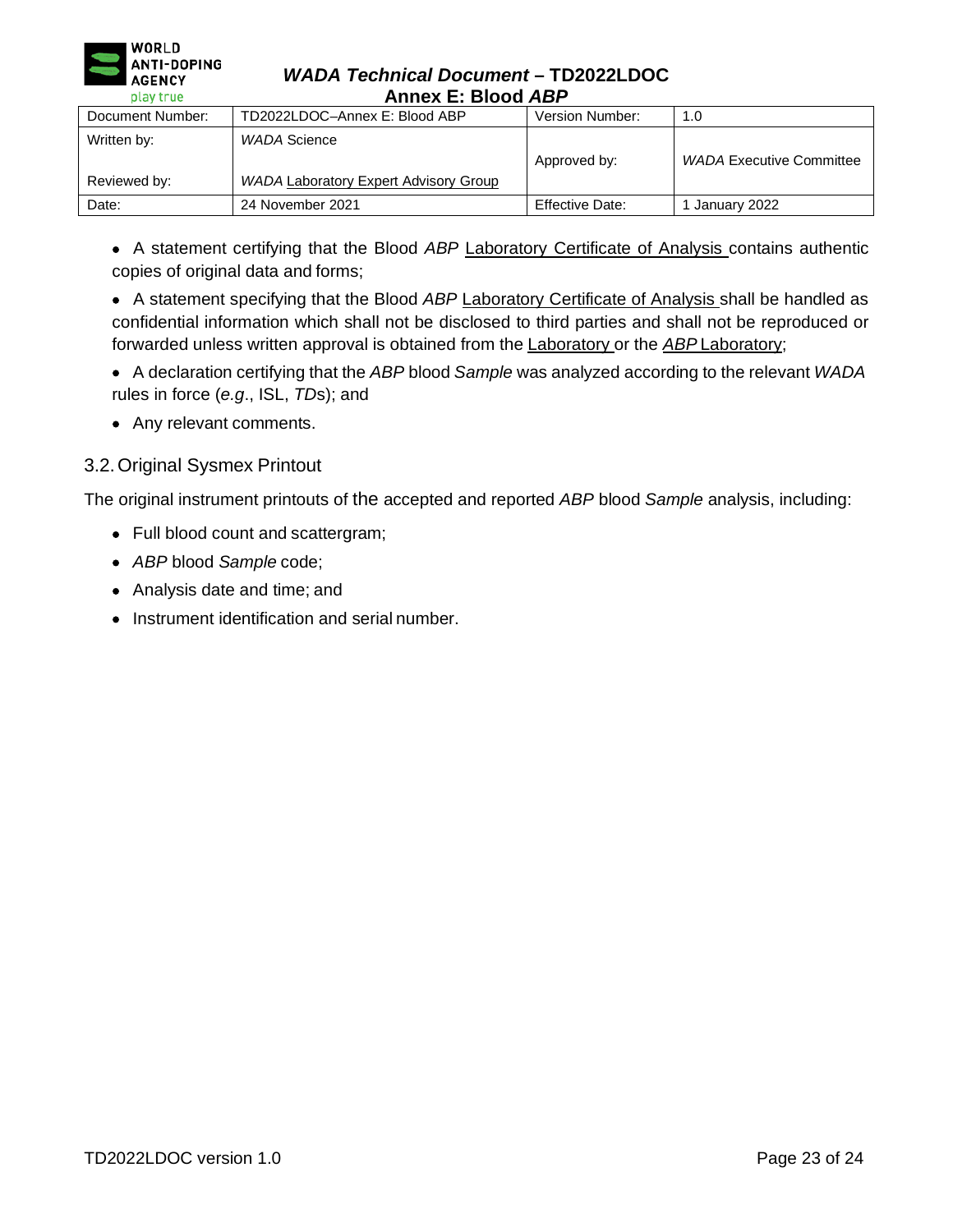- A statement certifying that the Blood *ABP* Laboratory Certificate of Analysis contains authentic copies of original data and forms;
- A statement specifying that the Blood *ABP* Laboratory Certificate of Analysis shall be handled as confidential information which shall not be disclosed to third parties and shall not be reproduced or forwarded unless written approval is obtained from the Laboratory or the *ABP* Laboratory;
- A declaration certifying that the *ABP* blood *Sample* was analyzed according to the relevant *WADA* rules in force (*e.g*., ISL, *TD*s); and
- Any relevant comments.

## 3.2. Original Sysmex Printout

The original instrument printouts of the accepted and reported *ABP* blood *Sample* analysis, including:

- Full blood count and scattergram;
- *ABP* blood *Sample* code;
- Analysis date and time; and
- Instrument identification and serial number.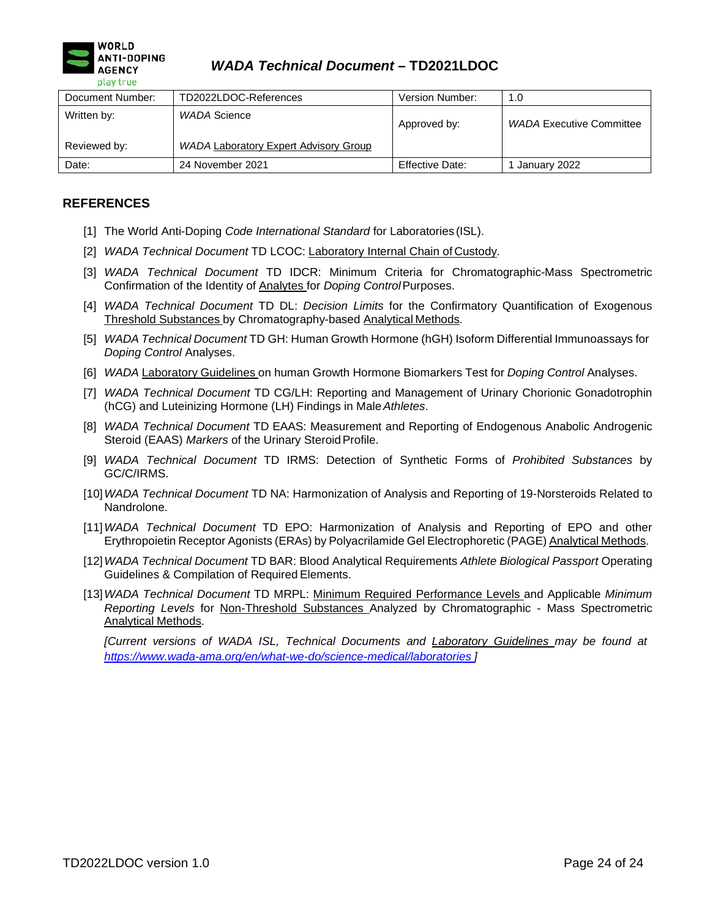| Document Number: | TD2022LDOC-References | Version Number: | 1.0 |
| --- | --- | --- | --- |
| Written by: | *WADA* Science | Approved by: | *WADA* Executive Committee |
| Reviewed by: | *WADA* Laboratory Expert Advisory Group | | |
| Date: | 24 November 2021 | Effective Date: | 1 January 2022 |

## REFERENCES

[1] The World Anti-Doping *Code International Standard* for Laboratories (ISL).

[2] *WADA Technical Document* TD LCOC: Laboratory Internal Chain of Custody.

[3] *WADA Technical Document* TD IDCR: Minimum Criteria for Chromatographic-Mass Spectrometric Confirmation of the Identity of Analytes for *Doping Control* Purposes.

[4] *WADA Technical Document* TD DL: *Decision Limits* for the Confirmatory Quantification of Exogenous Threshold Substances by Chromatography-based Analytical Methods.

[5] *WADA Technical Document* TD GH: Human Growth Hormone (hGH) Isoform Differential Immunoassays for *Doping Control* Analyses.

[6] *WADA* Laboratory Guidelines on human Growth Hormone Biomarkers Test for *Doping Control* Analyses.

[7] *WADA Technical Document* TD CG/LH: Reporting and Management of Urinary Chorionic Gonadotrophin (hCG) and Luteinizing Hormone (LH) Findings in Male *Athletes*.

[8] *WADA Technical Document* TD EAAS: Measurement and Reporting of Endogenous Anabolic Androgenic Steroid (EAAS) *Markers* of the Urinary Steroid Profile.

[9] *WADA Technical Document* TD IRMS: Detection of Synthetic Forms of *Prohibited Substances* by GC/C/IRMS.

[10] *WADA Technical Document* TD NA: Harmonization of Analysis and Reporting of 19-Norsteroids Related to Nandrolone.

[11] *WADA Technical Document* TD EPO: Harmonization of Analysis and Reporting of EPO and other Erythropoietin Receptor Agonists (ERAs) by Polyacrilamide Gel Electrophoretic (PAGE) Analytical Methods.

[12] *WADA Technical Document* TD BAR: Blood Analytical Requirements *Athlete Biological Passport* Operating Guidelines & Compilation of Required Elements.

[13] *WADA Technical Document* TD MRPL: Minimum Required Performance Levels and Applicable *Minimum Reporting Levels* for Non-Threshold Substances Analyzed by Chromatographic - Mass Spectrometric Analytical Methods.

*[Current versions of WADA ISL, Technical Documents and Laboratory Guidelines may be found at https://www.wada-ama.org/en/what-we-do/science-medical/laboratories ]*